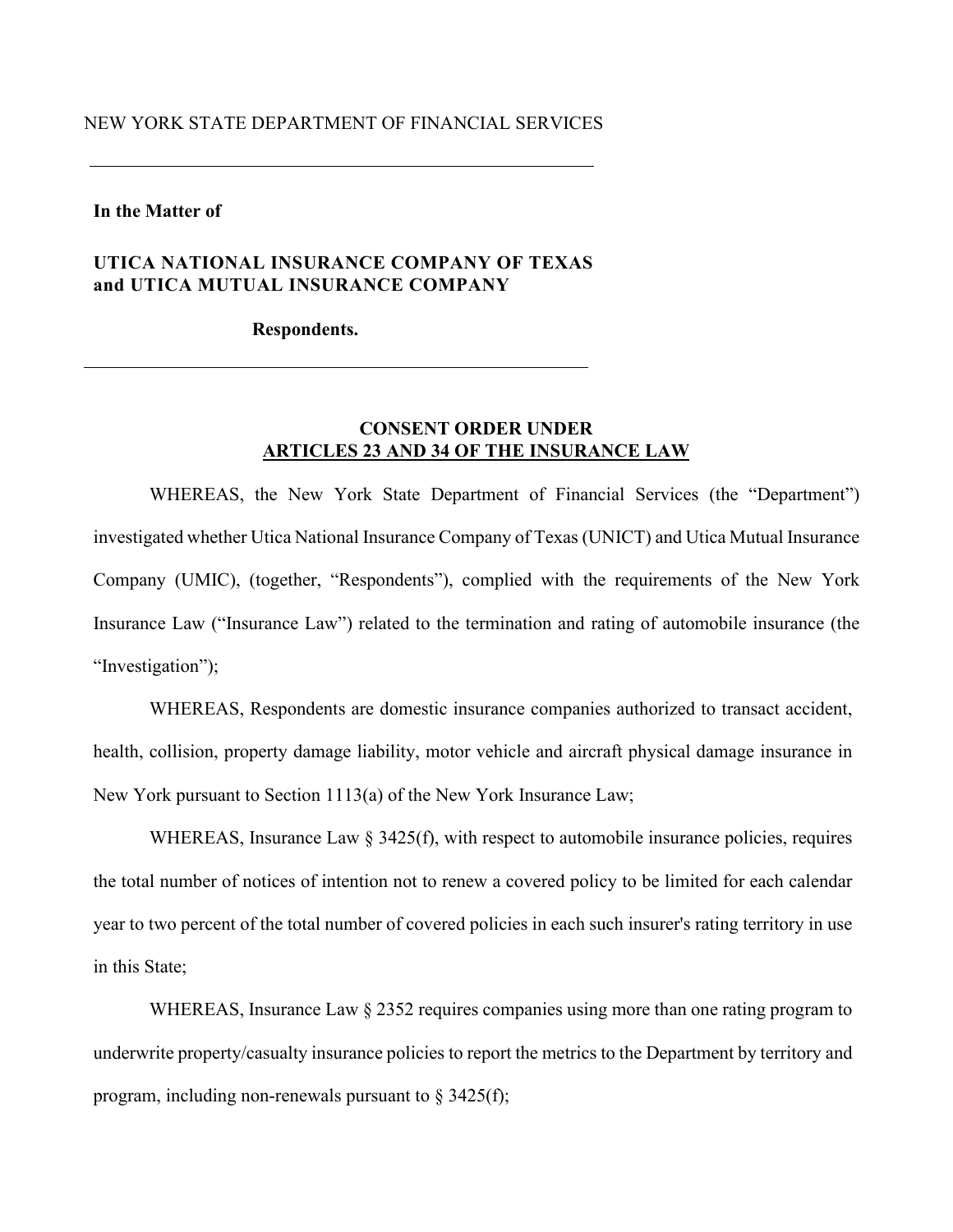NEW YORK STATE DEPARTMENT OF FINANCIAL SERVICES

---

**In the Matter of**

**UTICA NATIONAL INSURANCE COMPANY OF TEXAS and UTICA MUTUAL INSURANCE COMPANY**

**Respondents.**

---

**CONSENT ORDER UNDER**
**ARTICLES 23 AND 34 OF THE INSURANCE LAW**

WHEREAS, the New York State Department of Financial Services (the "Department") investigated whether Utica National Insurance Company of Texas (UNICT) and Utica Mutual Insurance Company (UMIC), (together, "Respondents"), complied with the requirements of the New York Insurance Law ("Insurance Law") related to the termination and rating of automobile insurance (the "Investigation");

WHEREAS, Respondents are domestic insurance companies authorized to transact accident, health, collision, property damage liability, motor vehicle and aircraft physical damage insurance in New York pursuant to Section 1113(a) of the New York Insurance Law;

WHEREAS, Insurance Law § 3425(f), with respect to automobile insurance policies, requires the total number of notices of intention not to renew a covered policy to be limited for each calendar year to two percent of the total number of covered policies in each such insurer's rating territory in use in this State;

WHEREAS, Insurance Law § 2352 requires companies using more than one rating program to underwrite property/casualty insurance policies to report the metrics to the Department by territory and program, including non-renewals pursuant to § 3425(f);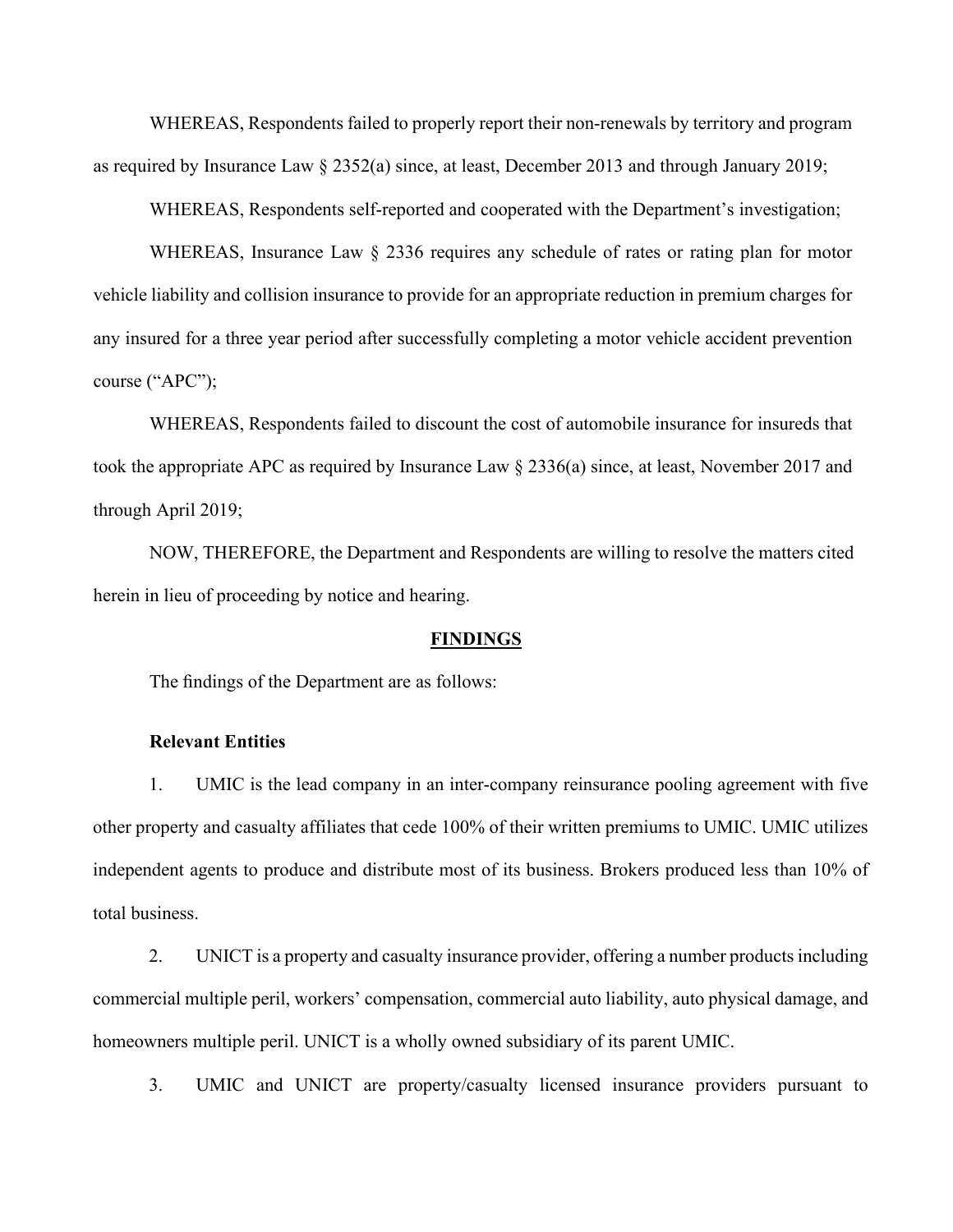WHEREAS, Respondents failed to properly report their non-renewals by territory and program as required by Insurance Law § 2352(a) since, at least, December 2013 and through January 2019;

WHEREAS, Respondents self-reported and cooperated with the Department's investigation;

WHEREAS, Insurance Law § 2336 requires any schedule of rates or rating plan for motor vehicle liability and collision insurance to provide for an appropriate reduction in premium charges for any insured for a three year period after successfully completing a motor vehicle accident prevention course ("APC");

WHEREAS, Respondents failed to discount the cost of automobile insurance for insureds that took the appropriate APC as required by Insurance Law § 2336(a) since, at least, November 2017 and through April 2019;

NOW, THEREFORE, the Department and Respondents are willing to resolve the matters cited herein in lieu of proceeding by notice and hearing.

## FINDINGS

The findings of the Department are as follows:

### Relevant Entities

1. UMIC is the lead company in an inter-company reinsurance pooling agreement with five other property and casualty affiliates that cede 100% of their written premiums to UMIC. UMIC utilizes independent agents to produce and distribute most of its business. Brokers produced less than 10% of total business.

2. UNICT is a property and casualty insurance provider, offering a number products including commercial multiple peril, workers' compensation, commercial auto liability, auto physical damage, and homeowners multiple peril. UNICT is a wholly owned subsidiary of its parent UMIC.

3. UMIC and UNICT are property/casualty licensed insurance providers pursuant to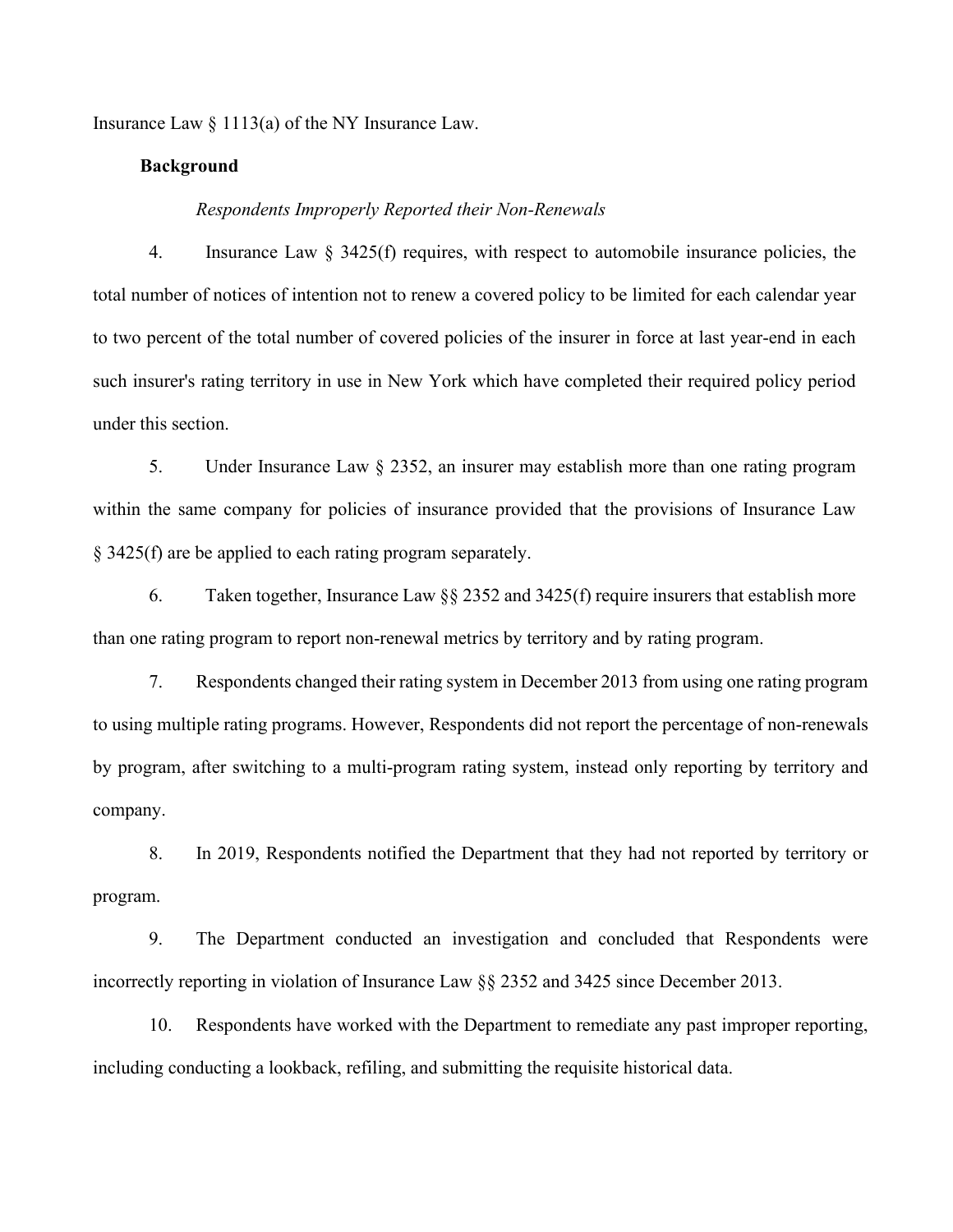Insurance Law § 1113(a) of the NY Insurance Law.

**Background**

*Respondents Improperly Reported their Non-Renewals*

4. Insurance Law § 3425(f) requires, with respect to automobile insurance policies, the total number of notices of intention not to renew a covered policy to be limited for each calendar year to two percent of the total number of covered policies of the insurer in force at last year-end in each such insurer's rating territory in use in New York which have completed their required policy period under this section.

5. Under Insurance Law § 2352, an insurer may establish more than one rating program within the same company for policies of insurance provided that the provisions of Insurance Law § 3425(f) are be applied to each rating program separately.

6. Taken together, Insurance Law §§ 2352 and 3425(f) require insurers that establish more than one rating program to report non-renewal metrics by territory and by rating program.

7. Respondents changed their rating system in December 2013 from using one rating program to using multiple rating programs. However, Respondents did not report the percentage of non-renewals by program, after switching to a multi-program rating system, instead only reporting by territory and company.

8. In 2019, Respondents notified the Department that they had not reported by territory or program.

9. The Department conducted an investigation and concluded that Respondents were incorrectly reporting in violation of Insurance Law §§ 2352 and 3425 since December 2013.

10. Respondents have worked with the Department to remediate any past improper reporting, including conducting a lookback, refiling, and submitting the requisite historical data.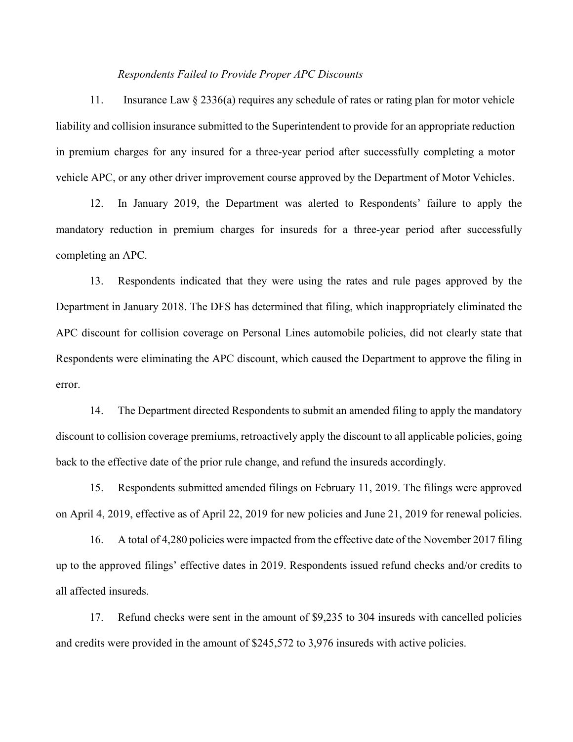*Respondents Failed to Provide Proper APC Discounts*

11. Insurance Law § 2336(a) requires any schedule of rates or rating plan for motor vehicle liability and collision insurance submitted to the Superintendent to provide for an appropriate reduction in premium charges for any insured for a three-year period after successfully completing a motor vehicle APC, or any other driver improvement course approved by the Department of Motor Vehicles.

12. In January 2019, the Department was alerted to Respondents' failure to apply the mandatory reduction in premium charges for insureds for a three-year period after successfully completing an APC.

13. Respondents indicated that they were using the rates and rule pages approved by the Department in January 2018. The DFS has determined that filing, which inappropriately eliminated the APC discount for collision coverage on Personal Lines automobile policies, did not clearly state that Respondents were eliminating the APC discount, which caused the Department to approve the filing in error.

14. The Department directed Respondents to submit an amended filing to apply the mandatory discount to collision coverage premiums, retroactively apply the discount to all applicable policies, going back to the effective date of the prior rule change, and refund the insureds accordingly.

15. Respondents submitted amended filings on February 11, 2019. The filings were approved on April 4, 2019, effective as of April 22, 2019 for new policies and June 21, 2019 for renewal policies.

16. A total of 4,280 policies were impacted from the effective date of the November 2017 filing up to the approved filings' effective dates in 2019. Respondents issued refund checks and/or credits to all affected insureds.

17. Refund checks were sent in the amount of $9,235 to 304 insureds with cancelled policies and credits were provided in the amount of $245,572 to 3,976 insureds with active policies.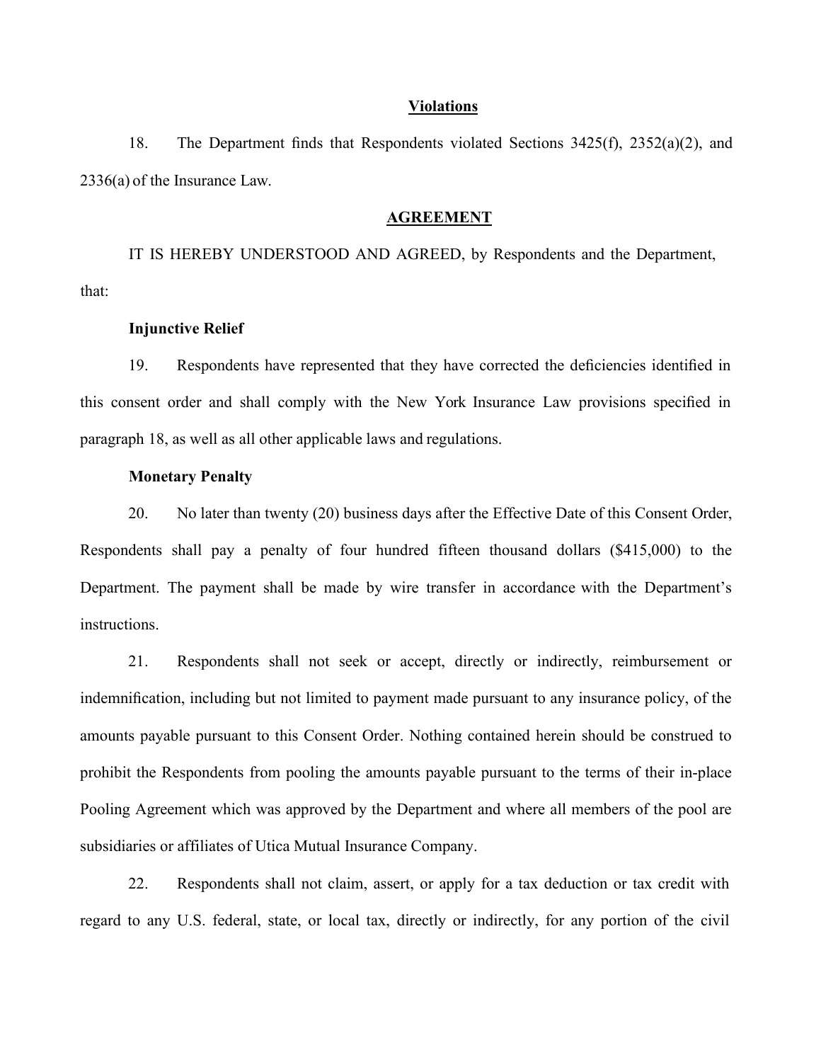## Violations

18. The Department finds that Respondents violated Sections 3425(f), 2352(a)(2), and 2336(a) of the Insurance Law.

## AGREEMENT

IT IS HEREBY UNDERSTOOD AND AGREED, by Respondents and the Department, that:

**Injunctive Relief**

19. Respondents have represented that they have corrected the deficiencies identified in this consent order and shall comply with the New York Insurance Law provisions specified in paragraph 18, as well as all other applicable laws and regulations.

**Monetary Penalty**

20. No later than twenty (20) business days after the Effective Date of this Consent Order, Respondents shall pay a penalty of four hundred fifteen thousand dollars ($415,000) to the Department. The payment shall be made by wire transfer in accordance with the Department's instructions.

21. Respondents shall not seek or accept, directly or indirectly, reimbursement or indemnification, including but not limited to payment made pursuant to any insurance policy, of the amounts payable pursuant to this Consent Order. Nothing contained herein should be construed to prohibit the Respondents from pooling the amounts payable pursuant to the terms of their in-place Pooling Agreement which was approved by the Department and where all members of the pool are subsidiaries or affiliates of Utica Mutual Insurance Company.

22. Respondents shall not claim, assert, or apply for a tax deduction or tax credit with regard to any U.S. federal, state, or local tax, directly or indirectly, for any portion of the civil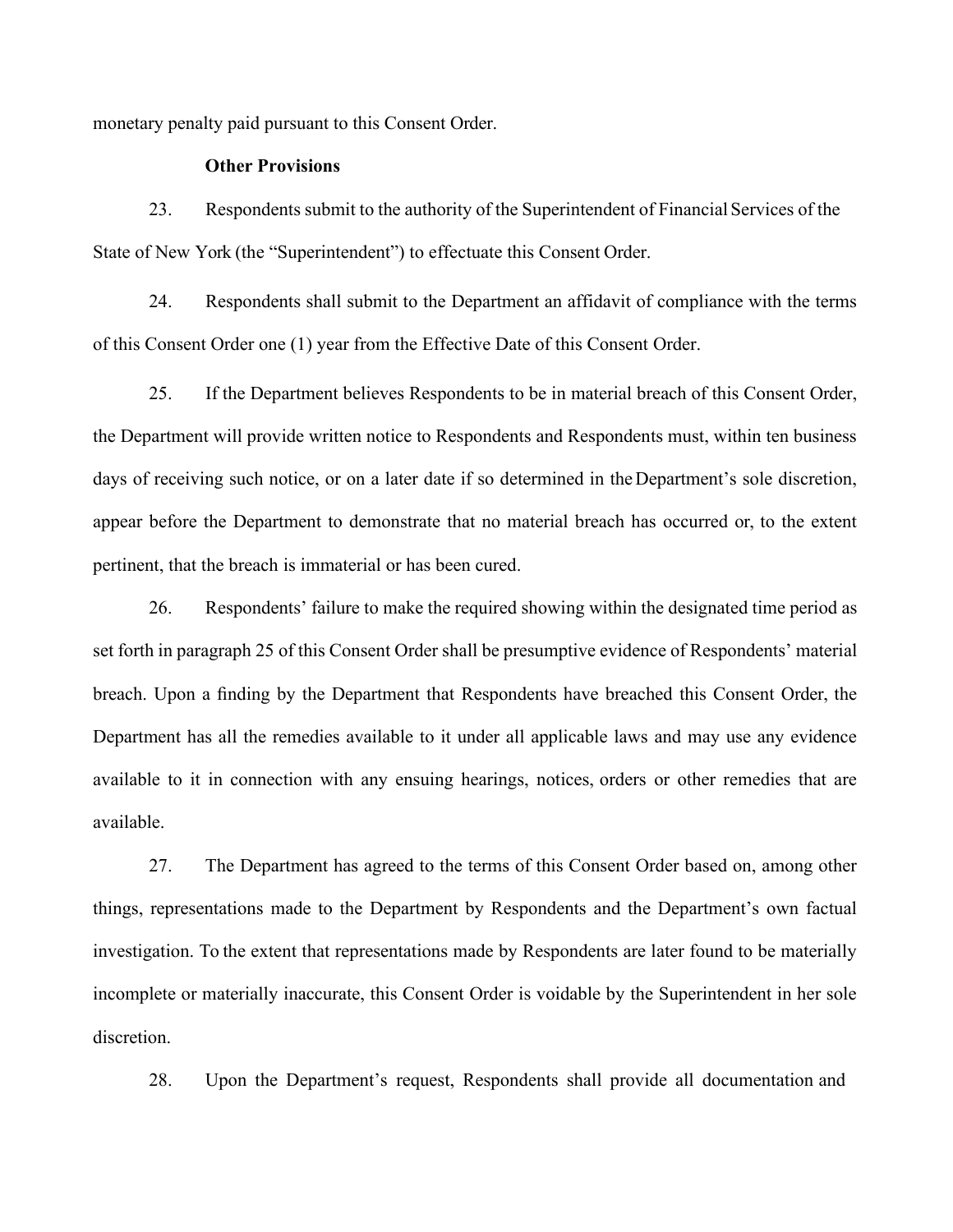monetary penalty paid pursuant to this Consent Order.

**Other Provisions**

23. Respondents submit to the authority of the Superintendent of Financial Services of the State of New York (the "Superintendent") to effectuate this Consent Order.

24. Respondents shall submit to the Department an affidavit of compliance with the terms of this Consent Order one (1) year from the Effective Date of this Consent Order.

25. If the Department believes Respondents to be in material breach of this Consent Order, the Department will provide written notice to Respondents and Respondents must, within ten business days of receiving such notice, or on a later date if so determined in the Department's sole discretion, appear before the Department to demonstrate that no material breach has occurred or, to the extent pertinent, that the breach is immaterial or has been cured.

26. Respondents' failure to make the required showing within the designated time period as set forth in paragraph 25 of this Consent Order shall be presumptive evidence of Respondents' material breach. Upon a finding by the Department that Respondents have breached this Consent Order, the Department has all the remedies available to it under all applicable laws and may use any evidence available to it in connection with any ensuing hearings, notices, orders or other remedies that are available.

27. The Department has agreed to the terms of this Consent Order based on, among other things, representations made to the Department by Respondents and the Department's own factual investigation. To the extent that representations made by Respondents are later found to be materially incomplete or materially inaccurate, this Consent Order is voidable by the Superintendent in her sole discretion.

28. Upon the Department's request, Respondents shall provide all documentation and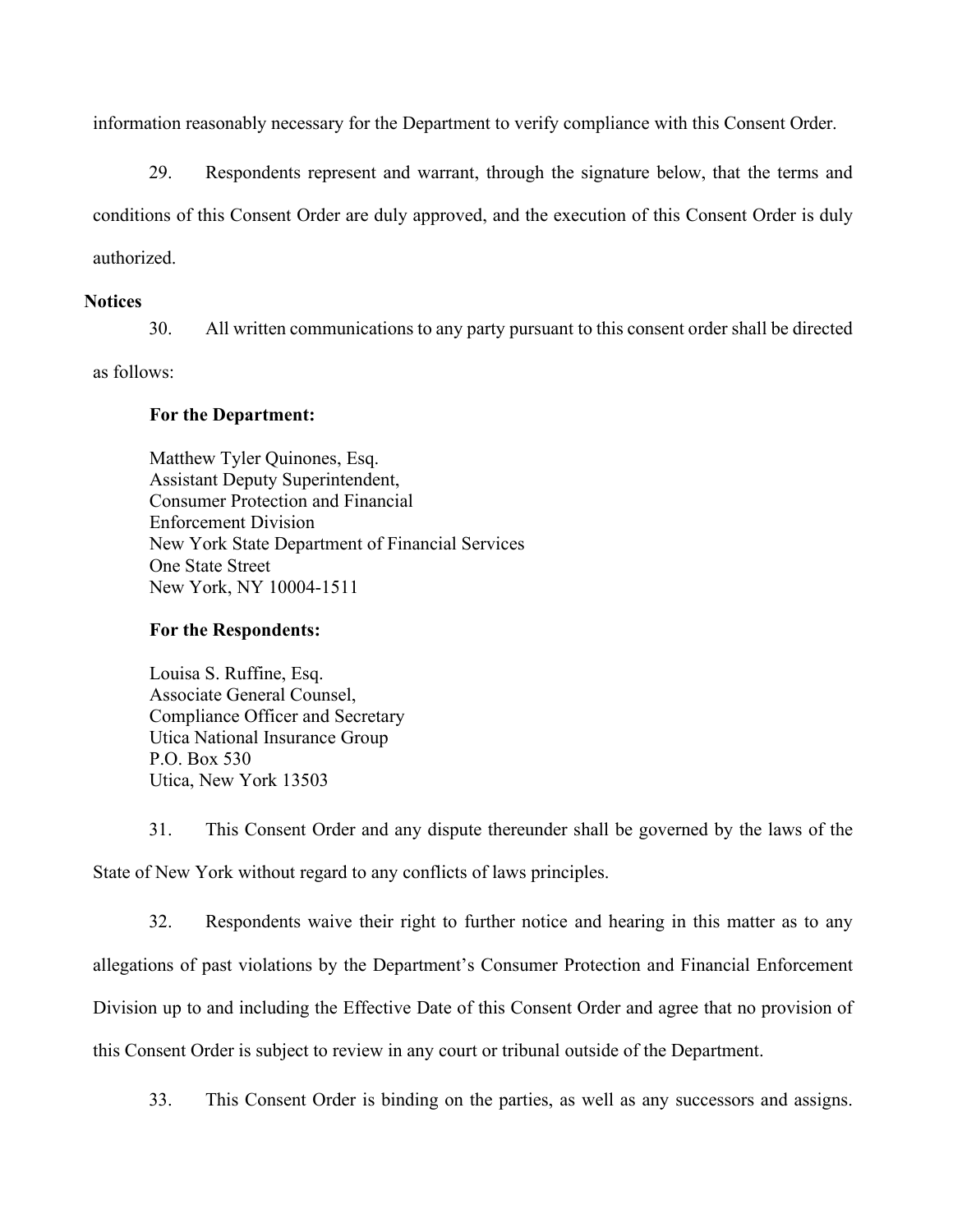information reasonably necessary for the Department to verify compliance with this Consent Order.

29. Respondents represent and warrant, through the signature below, that the terms and conditions of this Consent Order are duly approved, and the execution of this Consent Order is duly authorized.

**Notices**

30. All written communications to any party pursuant to this consent order shall be directed as follows:

**For the Department:**

Matthew Tyler Quinones, Esq.
Assistant Deputy Superintendent,
Consumer Protection and Financial
Enforcement Division
New York State Department of Financial Services
One State Street
New York, NY 10004-1511

**For the Respondents:**

Louisa S. Ruffine, Esq.
Associate General Counsel,
Compliance Officer and Secretary
Utica National Insurance Group
P.O. Box 530
Utica, New York 13503

31. This Consent Order and any dispute thereunder shall be governed by the laws of the State of New York without regard to any conflicts of laws principles.

32. Respondents waive their right to further notice and hearing in this matter as to any allegations of past violations by the Department's Consumer Protection and Financial Enforcement Division up to and including the Effective Date of this Consent Order and agree that no provision of this Consent Order is subject to review in any court or tribunal outside of the Department.

33. This Consent Order is binding on the parties, as well as any successors and assigns.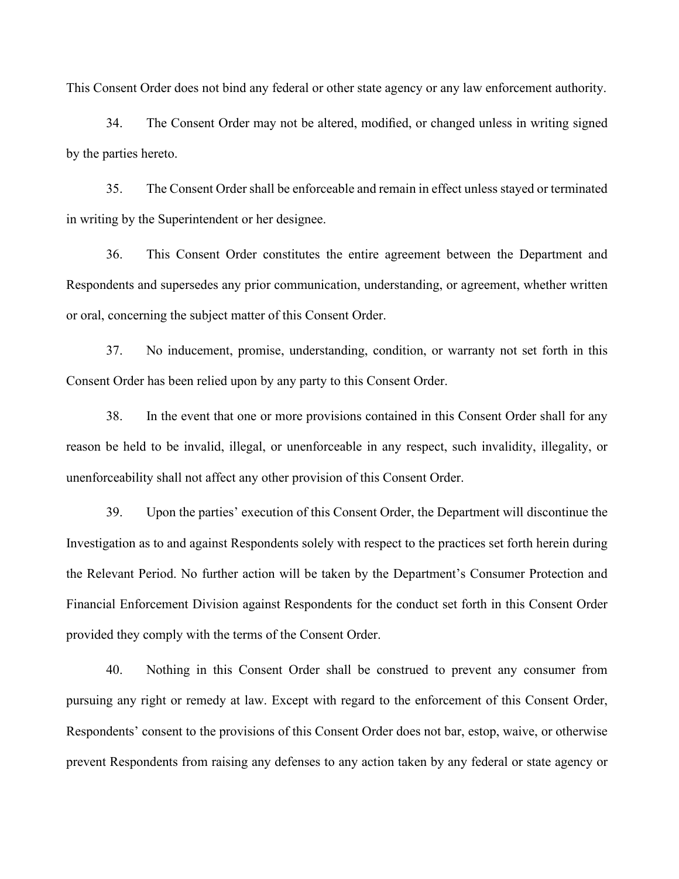This Consent Order does not bind any federal or other state agency or any law enforcement authority.

34. The Consent Order may not be altered, modified, or changed unless in writing signed by the parties hereto.

35. The Consent Order shall be enforceable and remain in effect unless stayed or terminated in writing by the Superintendent or her designee.

36. This Consent Order constitutes the entire agreement between the Department and Respondents and supersedes any prior communication, understanding, or agreement, whether written or oral, concerning the subject matter of this Consent Order.

37. No inducement, promise, understanding, condition, or warranty not set forth in this Consent Order has been relied upon by any party to this Consent Order.

38. In the event that one or more provisions contained in this Consent Order shall for any reason be held to be invalid, illegal, or unenforceable in any respect, such invalidity, illegality, or unenforceability shall not affect any other provision of this Consent Order.

39. Upon the parties' execution of this Consent Order, the Department will discontinue the Investigation as to and against Respondents solely with respect to the practices set forth herein during the Relevant Period. No further action will be taken by the Department's Consumer Protection and Financial Enforcement Division against Respondents for the conduct set forth in this Consent Order provided they comply with the terms of the Consent Order.

40. Nothing in this Consent Order shall be construed to prevent any consumer from pursuing any right or remedy at law. Except with regard to the enforcement of this Consent Order, Respondents' consent to the provisions of this Consent Order does not bar, estop, waive, or otherwise prevent Respondents from raising any defenses to any action taken by any federal or state agency or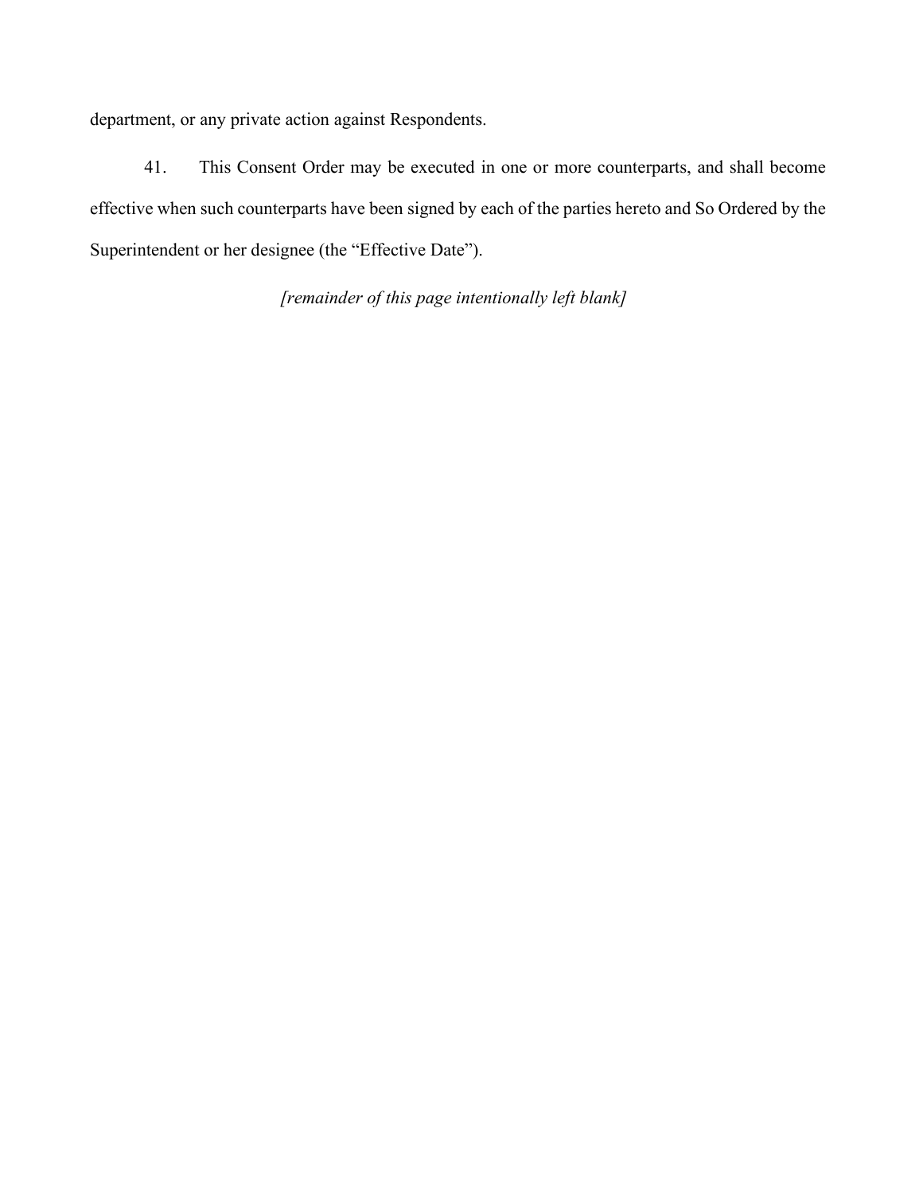department, or any private action against Respondents.

41. This Consent Order may be executed in one or more counterparts, and shall become effective when such counterparts have been signed by each of the parties hereto and So Ordered by the Superintendent or her designee (the "Effective Date").

*[remainder of this page intentionally left blank]*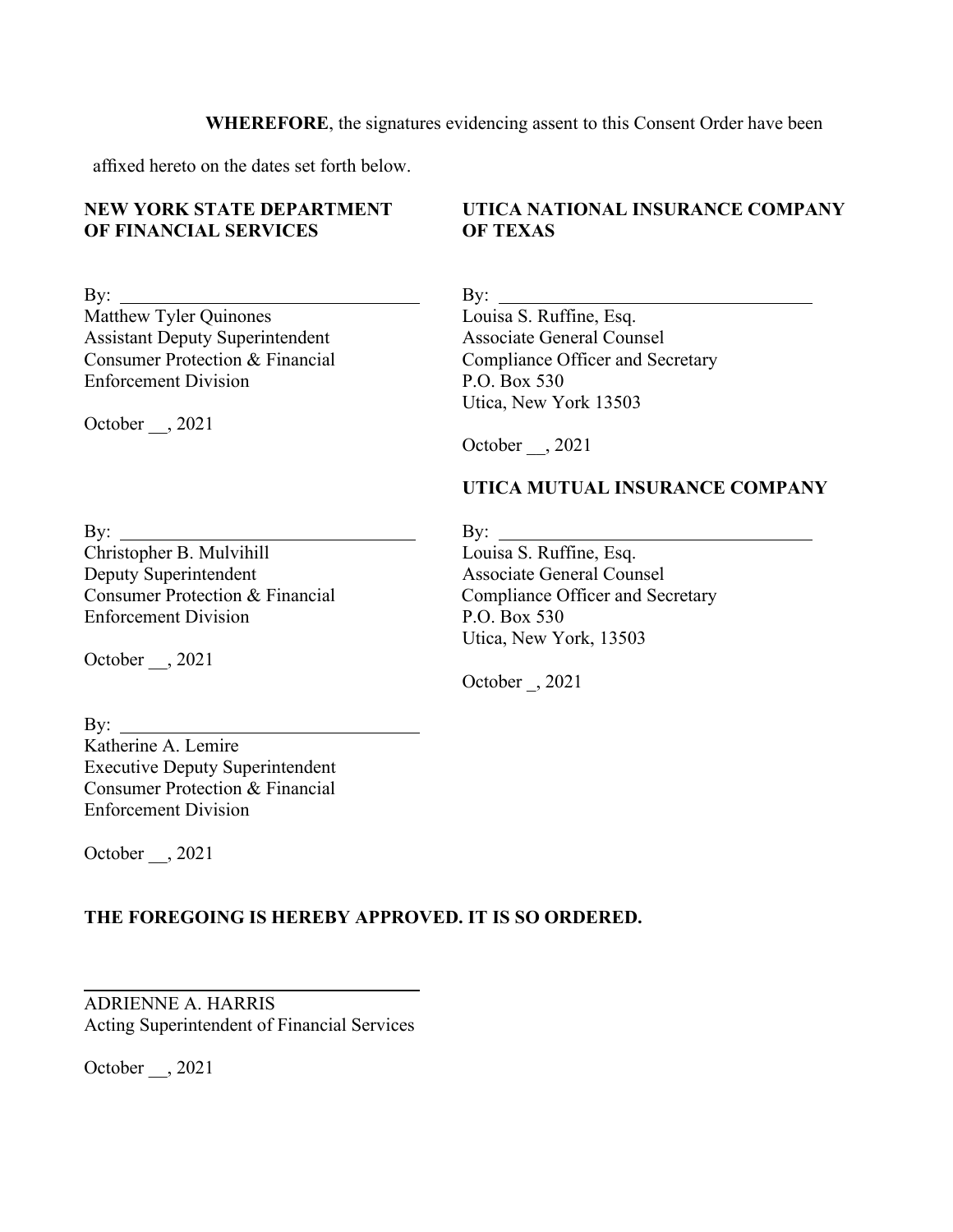**WHEREFORE**, the signatures evidencing assent to this Consent Order have been affixed hereto on the dates set forth below.

**NEW YORK STATE DEPARTMENT OF FINANCIAL SERVICES**

By: ______________________________
Matthew Tyler Quinones
Assistant Deputy Superintendent
Consumer Protection & Financial Enforcement Division

October __, 2021

By: ______________________________
Christopher B. Mulvihill
Deputy Superintendent
Consumer Protection & Financial Enforcement Division

October __, 2021

By: ______________________________
Katherine A. Lemire
Executive Deputy Superintendent
Consumer Protection & Financial Enforcement Division

October __, 2021

**UTICA NATIONAL INSURANCE COMPANY OF TEXAS**

By: ______________________________
Louisa S. Ruffine, Esq.
Associate General Counsel
Compliance Officer and Secretary
P.O. Box 530
Utica, New York 13503

October __, 2021

**UTICA MUTUAL INSURANCE COMPANY**

By: ______________________________
Louisa S. Ruffine, Esq.
Associate General Counsel
Compliance Officer and Secretary
P.O. Box 530
Utica, New York, 13503

October _, 2021

**THE FOREGOING IS HEREBY APPROVED. IT IS SO ORDERED.**

______________________________
ADRIENNE A. HARRIS
Acting Superintendent of Financial Services

October __, 2021